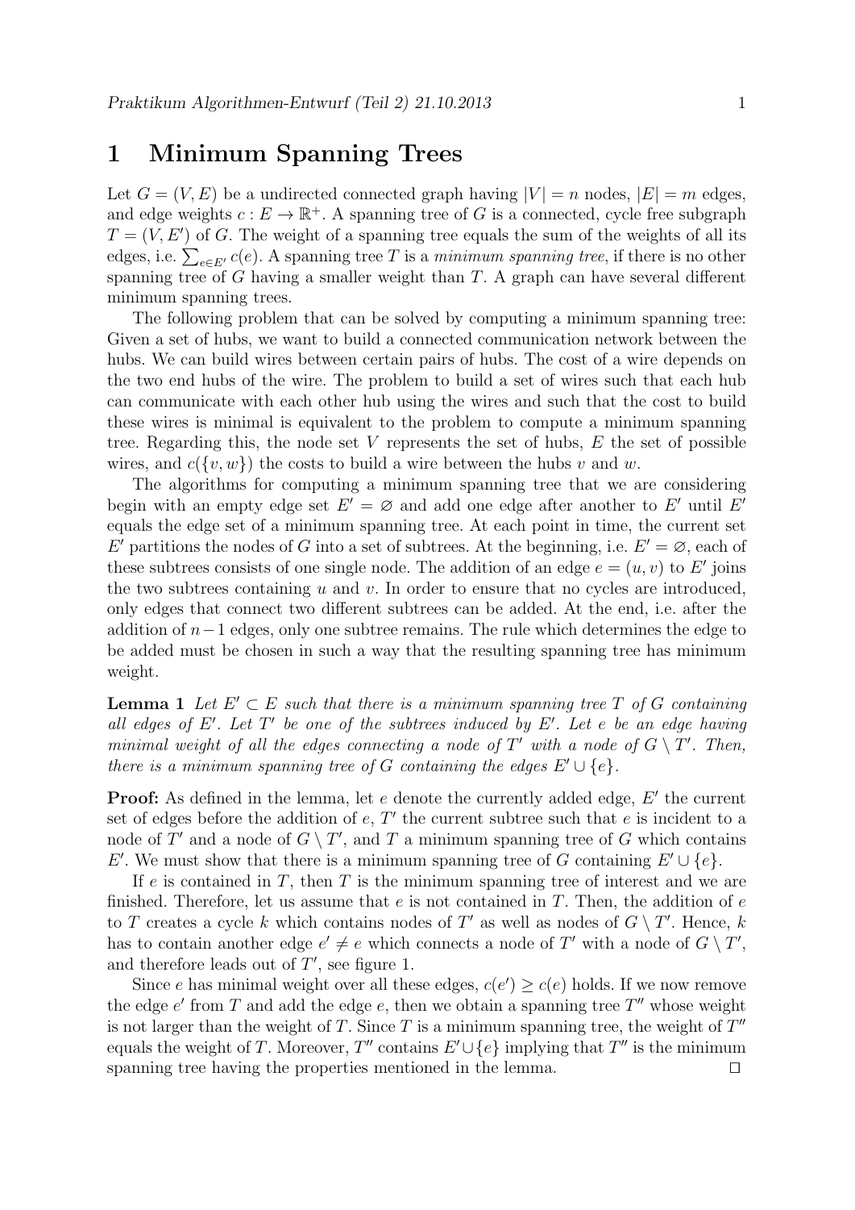# 1 Minimum Spanning Trees

Let $G = (V, E)$ be a undirected connected graph having $|V| = n$ nodes, $|E| = m$ edges, and edge weights $c : E \to \mathbb{R}^+$. A spanning tree of $G$ is a connected, cycle free subgraph $T = (V, E')$ of $G$. The weight of a spanning tree equals the sum of the weights of all its edges, i.e. $\sum_{e \in E'} c(e)$. A spanning tree $T$ is a *minimum spanning tree*, if there is no other spanning tree of $G$ having a smaller weight than $T$. A graph can have several different minimum spanning trees.

The following problem that can be solved by computing a minimum spanning tree: Given a set of hubs, we want to build a connected communication network between the hubs. We can build wires between certain pairs of hubs. The cost of a wire depends on the two end hubs of the wire. The problem to build a set of wires such that each hub can communicate with each other hub using the wires and such that the cost to build these wires is minimal is equivalent to the problem to compute a minimum spanning tree. Regarding this, the node set $V$ represents the set of hubs, $E$ the set of possible wires, and $c(\{v, w\})$ the costs to build a wire between the hubs $v$ and $w$.

The algorithms for computing a minimum spanning tree that we are considering begin with an empty edge set $E' = \varnothing$ and add one edge after another to $E'$ until $E'$ equals the edge set of a minimum spanning tree. At each point in time, the current set $E'$ partitions the nodes of $G$ into a set of subtrees. At the beginning, i.e. $E' = \varnothing$, each of these subtrees consists of one single node. The addition of an edge $e = (u, v)$ to $E'$ joins the two subtrees containing $u$ and $v$. In order to ensure that no cycles are introduced, only edges that connect two different subtrees can be added. At the end, i.e. after the addition of $n-1$ edges, only one subtree remains. The rule which determines the edge to be added must be chosen in such a way that the resulting spanning tree has minimum weight.

**Lemma 1** *Let $E' \subset E$ such that there is a minimum spanning tree $T$ of $G$ containing all edges of $E'$. Let $T'$ be one of the subtrees induced by $E'$. Let $e$ be an edge having minimal weight of all the edges connecting a node of $T'$ with a node of $G \setminus T'$. Then, there is a minimum spanning tree of $G$ containing the edges $E' \cup \{e\}$.*

**Proof:** As defined in the lemma, let $e$ denote the currently added edge, $E'$ the current set of edges before the addition of $e$, $T'$ the current subtree such that $e$ is incident to a node of $T'$ and a node of $G \setminus T'$, and $T$ a minimum spanning tree of $G$ which contains $E'$. We must show that there is a minimum spanning tree of $G$ containing $E' \cup \{e\}$.

If $e$ is contained in $T$, then $T$ is the minimum spanning tree of interest and we are finished. Therefore, let us assume that $e$ is not contained in $T$. Then, the addition of $e$ to $T$ creates a cycle $k$ which contains nodes of $T'$ as well as nodes of $G \setminus T'$. Hence, $k$ has to contain another edge $e' \neq e$ which connects a node of $T'$ with a node of $G \setminus T'$, and therefore leads out of $T'$, see figure 1.

Since $e$ has minimal weight over all these edges, $c(e') \geq c(e)$ holds. If we now remove the edge $e'$ from $T$ and add the edge $e$, then we obtain a spanning tree $T''$ whose weight is not larger than the weight of $T$. Since $T$ is a minimum spanning tree, the weight of $T''$ equals the weight of $T$. Moreover, $T''$ contains $E' \cup \{e\}$ implying that $T''$ is the minimum spanning tree having the properties mentioned in the lemma. □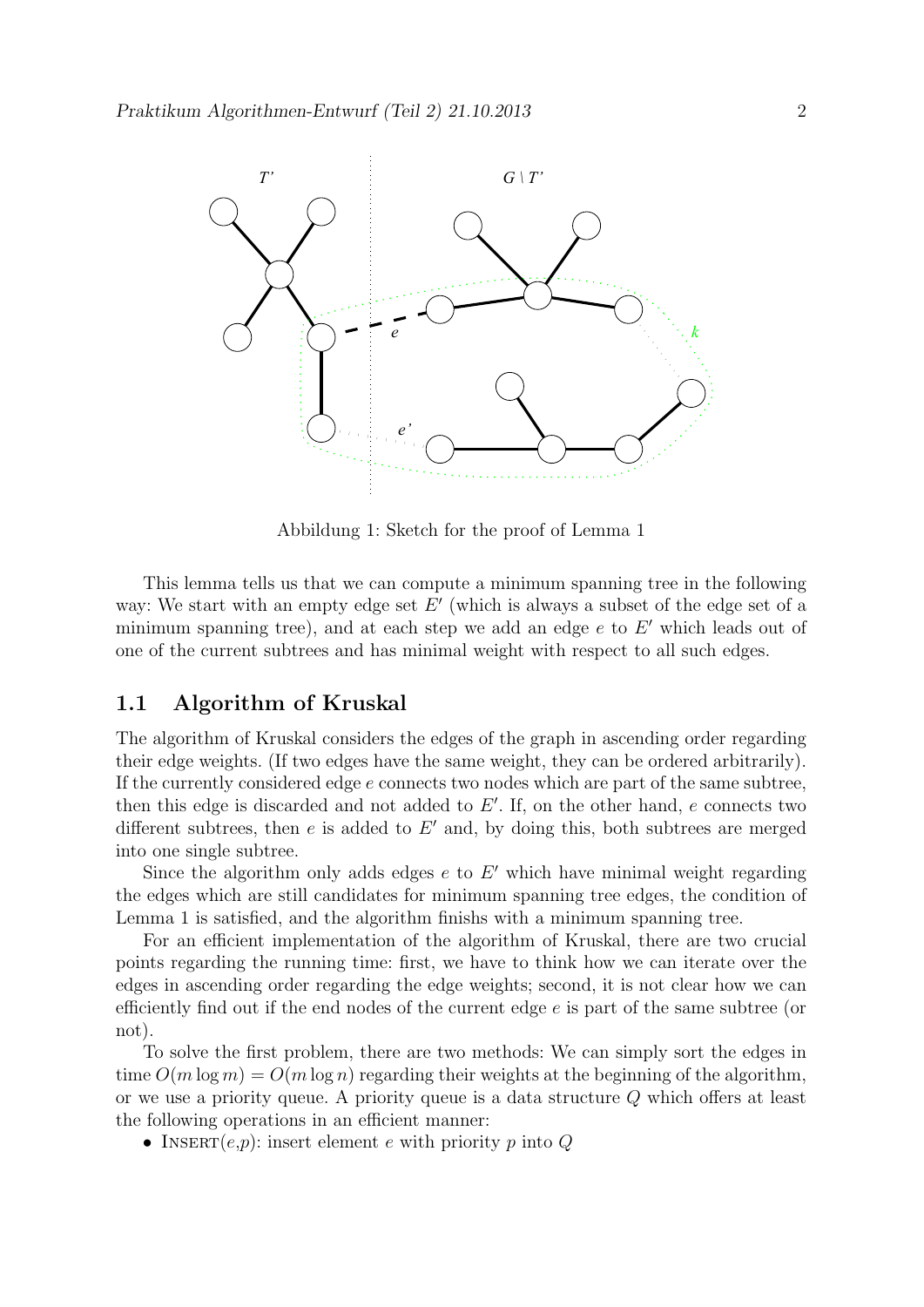Abbildung 1: Sketch for the proof of Lemma 1

This lemma tells us that we can compute a minimum spanning tree in the following way: We start with an empty edge set $E'$ (which is always a subset of the edge set of a minimum spanning tree), and at each step we add an edge $e$ to $E'$ which leads out of one of the current subtrees and has minimal weight with respect to all such edges.

## 1.1 Algorithm of Kruskal

The algorithm of Kruskal considers the edges of the graph in ascending order regarding their edge weights. (If two edges have the same weight, they can be ordered arbitrarily). If the currently considered edge $e$ connects two nodes which are part of the same subtree, then this edge is discarded and not added to $E'$. If, on the other hand, $e$ connects two different subtrees, then $e$ is added to $E'$ and, by doing this, both subtrees are merged into one single subtree.

Since the algorithm only adds edges $e$ to $E'$ which have minimal weight regarding the edges which are still candidates for minimum spanning tree edges, the condition of Lemma 1 is satisfied, and the algorithm finishs with a minimum spanning tree.

For an efficient implementation of the algorithm of Kruskal, there are two crucial points regarding the running time: first, we have to think how we can iterate over the edges in ascending order regarding the edge weights; second, it is not clear how we can efficiently find out if the end nodes of the current edge $e$ is part of the same subtree (or not).

To solve the first problem, there are two methods: We can simply sort the edges in time $O(m \log m) = O(m \log n)$ regarding their weights at the beginning of the algorithm, or we use a priority queue. A priority queue is a data structure $Q$ which offers at least the following operations in an efficient manner:

- INSERT($e$,$p$): insert element $e$ with priority $p$ into $Q$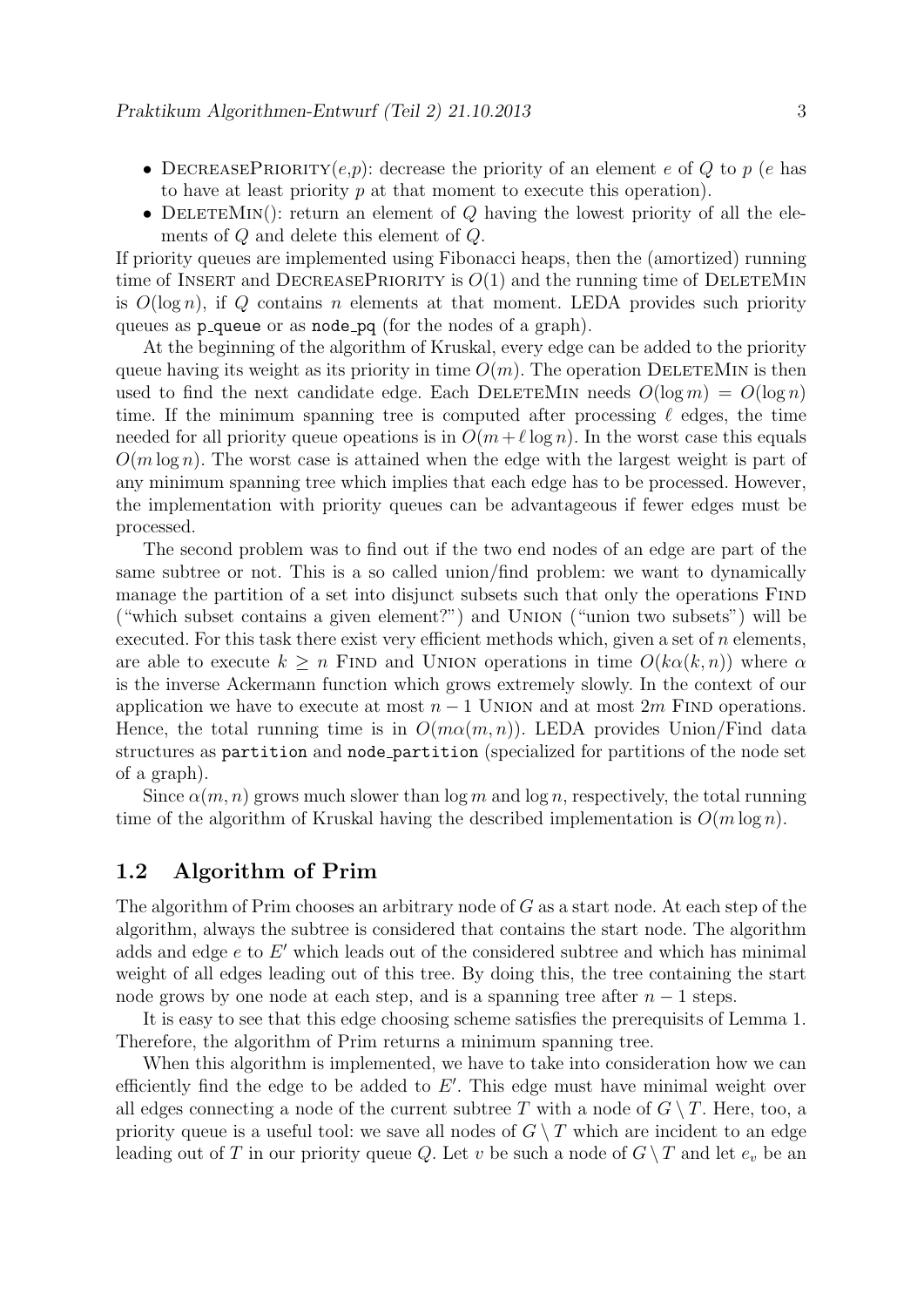- DecreasePriority($e$,$p$): decrease the priority of an element $e$ of $Q$ to $p$ ($e$ has to have at least priority $p$ at that moment to execute this operation).
- DeleteMin(): return an element of $Q$ having the lowest priority of all the elements of $Q$ and delete this element of $Q$.

If priority queues are implemented using Fibonacci heaps, then the (amortized) running time of Insert and DecreasePriority is $O(1)$ and the running time of DeleteMin is $O(\log n)$, if $Q$ contains $n$ elements at that moment. LEDA provides such priority queues as `p_queue` or as `node_pq` (for the nodes of a graph).

At the beginning of the algorithm of Kruskal, every edge can be added to the priority queue having its weight as its priority in time $O(m)$. The operation DeleteMin is then used to find the next candidate edge. Each DeleteMin needs $O(\log m) = O(\log n)$ time. If the minimum spanning tree is computed after processing $\ell$ edges, the time needed for all priority queue opeations is in $O(m + \ell \log n)$. In the worst case this equals $O(m \log n)$. The worst case is attained when the edge with the largest weight is part of any minimum spanning tree which implies that each edge has to be processed. However, the implementation with priority queues can be advantageous if fewer edges must be processed.

The second problem was to find out if the two end nodes of an edge are part of the same subtree or not. This is a so called union/find problem: we want to dynamically manage the partition of a set into disjunct subsets such that only the operations Find ("which subset contains a given element?") and Union ("union two subsets") will be executed. For this task there exist very efficient methods which, given a set of $n$ elements, are able to execute $k \geq n$ Find and Union operations in time $O(k\alpha(k, n))$ where $\alpha$ is the inverse Ackermann function which grows extremely slowly. In the context of our application we have to execute at most $n - 1$ Union and at most $2m$ Find operations. Hence, the total running time is in $O(m\alpha(m, n))$. LEDA provides Union/Find data structures as `partition` and `node_partition` (specialized for partitions of the node set of a graph).

Since $\alpha(m, n)$ grows much slower than $\log m$ and $\log n$, respectively, the total running time of the algorithm of Kruskal having the described implementation is $O(m \log n)$.

## 1.2 Algorithm of Prim

The algorithm of Prim chooses an arbitrary node of $G$ as a start node. At each step of the algorithm, always the subtree is considered that contains the start node. The algorithm adds and edge $e$ to $E'$ which leads out of the considered subtree and which has minimal weight of all edges leading out of this tree. By doing this, the tree containing the start node grows by one node at each step, and is a spanning tree after $n - 1$ steps.

It is easy to see that this edge choosing scheme satisfies the prerequisits of Lemma 1. Therefore, the algorithm of Prim returns a minimum spanning tree.

When this algorithm is implemented, we have to take into consideration how we can efficiently find the edge to be added to $E'$. This edge must have minimal weight over all edges connecting a node of the current subtree $T$ with a node of $G \setminus T$. Here, too, a priority queue is a useful tool: we save all nodes of $G \setminus T$ which are incident to an edge leading out of $T$ in our priority queue $Q$. Let $v$ be such a node of $G \setminus T$ and let $e_v$ be an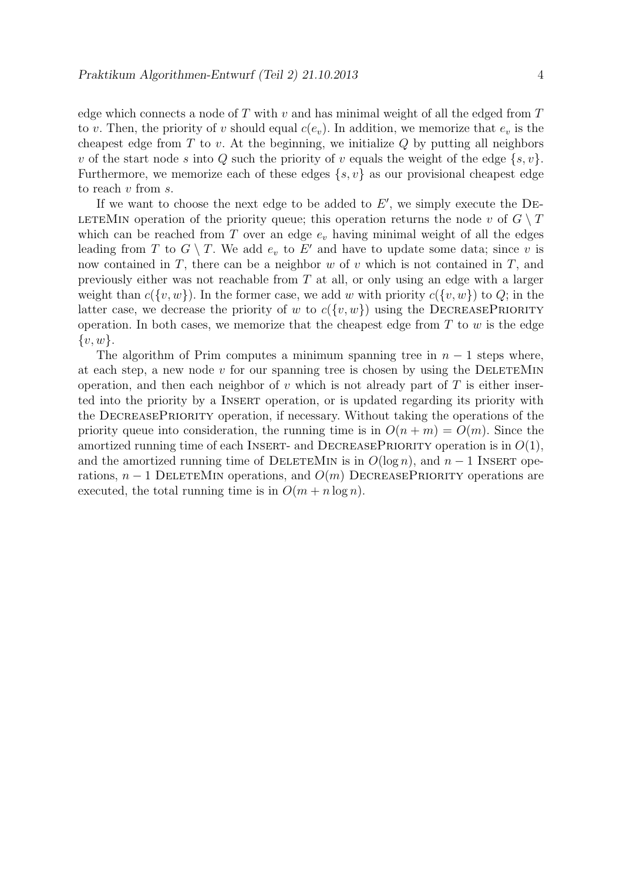edge which connects a node of $T$ with $v$ and has minimal weight of all the edged from $T$ to $v$. Then, the priority of $v$ should equal $c(e_v)$. In addition, we memorize that $e_v$ is the cheapest edge from $T$ to $v$. At the beginning, we initialize $Q$ by putting all neighbors $v$ of the start node $s$ into $Q$ such the priority of $v$ equals the weight of the edge $\{s, v\}$. Furthermore, we memorize each of these edges $\{s, v\}$ as our provisional cheapest edge to reach $v$ from $s$.

If we want to choose the next edge to be added to $E'$, we simply execute the DELETEMIN operation of the priority queue; this operation returns the node $v$ of $G \setminus T$ which can be reached from $T$ over an edge $e_v$ having minimal weight of all the edges leading from $T$ to $G \setminus T$. We add $e_v$ to $E'$ and have to update some data; since $v$ is now contained in $T$, there can be a neighbor $w$ of $v$ which is not contained in $T$, and previously either was not reachable from $T$ at all, or only using an edge with a larger weight than $c(\{v, w\})$. In the former case, we add $w$ with priority $c(\{v, w\})$ to $Q$; in the latter case, we decrease the priority of $w$ to $c(\{v, w\})$ using the DECREASEPRIORITY operation. In both cases, we memorize that the cheapest edge from $T$ to $w$ is the edge $\{v, w\}$.

The algorithm of Prim computes a minimum spanning tree in $n - 1$ steps where, at each step, a new node $v$ for our spanning tree is chosen by using the DELETEMIN operation, and then each neighbor of $v$ which is not already part of $T$ is either inserted into the priority by a INSERT operation, or is updated regarding its priority with the DECREASEPRIORITY operation, if necessary. Without taking the operations of the priority queue into consideration, the running time is in $O(n + m) = O(m)$. Since the amortized running time of each INSERT- and DECREASEPRIORITY operation is in $O(1)$, and the amortized running time of DELETEMIN is in $O(\log n)$, and $n - 1$ INSERT operations, $n - 1$ DELETEMIN operations, and $O(m)$ DECREASEPRIORITY operations are executed, the total running time is in $O(m + n \log n)$.